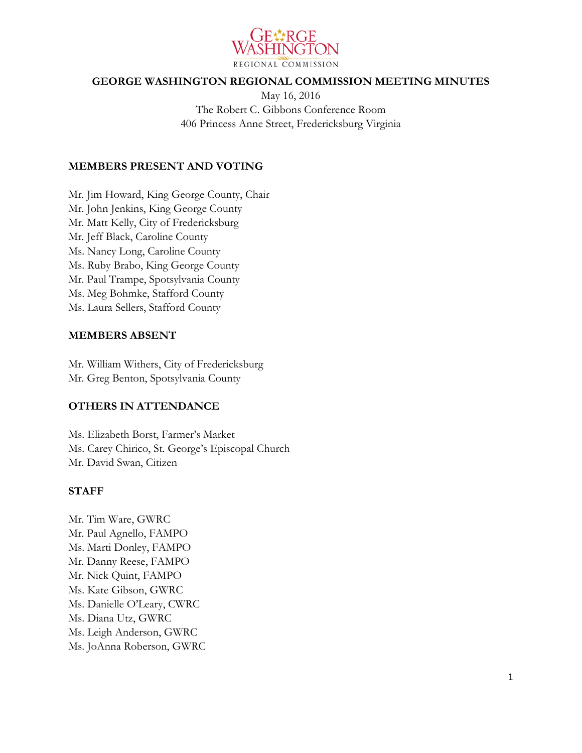# GEORGE WASHINGTON REGIONAL COMMISSION MEETING MINUTES

May 16, 2016
The Robert C. Gibbons Conference Room
406 Princess Anne Street, Fredericksburg Virginia

## MEMBERS PRESENT AND VOTING

Mr. Jim Howard, King George County, Chair
Mr. John Jenkins, King George County
Mr. Matt Kelly, City of Fredericksburg
Mr. Jeff Black, Caroline County
Ms. Nancy Long, Caroline County
Ms. Ruby Brabo, King George County
Mr. Paul Trampe, Spotsylvania County
Ms. Meg Bohmke, Stafford County
Ms. Laura Sellers, Stafford County

## MEMBERS ABSENT

Mr. William Withers, City of Fredericksburg
Mr. Greg Benton, Spotsylvania County

## OTHERS IN ATTENDANCE

Ms. Elizabeth Borst, Farmer's Market
Ms. Carey Chirico, St. George's Episcopal Church
Mr. David Swan, Citizen

## STAFF

Mr. Tim Ware, GWRC
Mr. Paul Agnello, FAMPO
Ms. Marti Donley, FAMPO
Mr. Danny Reese, FAMPO
Mr. Nick Quint, FAMPO
Ms. Kate Gibson, GWRC
Ms. Danielle O'Leary, CWRC
Ms. Diana Utz, GWRC
Ms. Leigh Anderson, GWRC
Ms. JoAnna Roberson, GWRC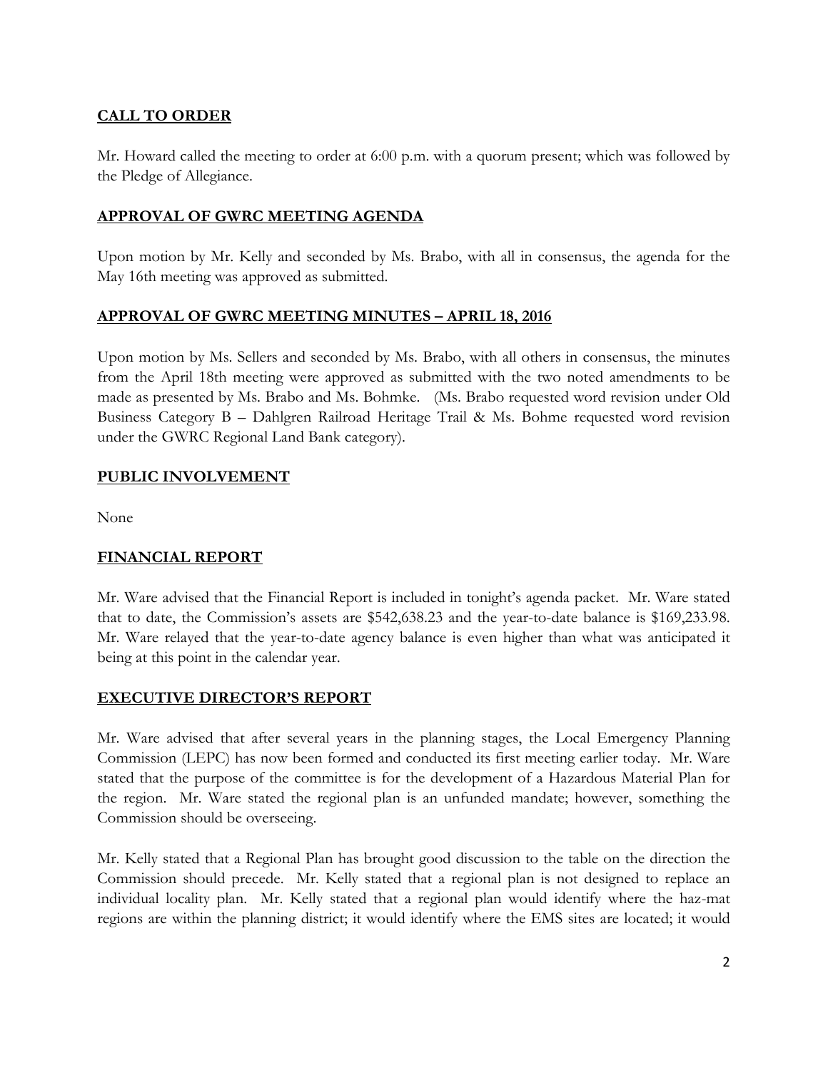## CALL TO ORDER

Mr. Howard called the meeting to order at 6:00 p.m. with a quorum present; which was followed by the Pledge of Allegiance.

## APPROVAL OF GWRC MEETING AGENDA

Upon motion by Mr. Kelly and seconded by Ms. Brabo, with all in consensus, the agenda for the May 16th meeting was approved as submitted.

## APPROVAL OF GWRC MEETING MINUTES – APRIL 18, 2016

Upon motion by Ms. Sellers and seconded by Ms. Brabo, with all others in consensus, the minutes from the April 18th meeting were approved as submitted with the two noted amendments to be made as presented by Ms. Brabo and Ms. Bohmke. (Ms. Brabo requested word revision under Old Business Category B – Dahlgren Railroad Heritage Trail & Ms. Bohme requested word revision under the GWRC Regional Land Bank category).

## PUBLIC INVOLVEMENT

None

## FINANCIAL REPORT

Mr. Ware advised that the Financial Report is included in tonight's agenda packet. Mr. Ware stated that to date, the Commission's assets are $542,638.23 and the year-to-date balance is $169,233.98. Mr. Ware relayed that the year-to-date agency balance is even higher than what was anticipated it being at this point in the calendar year.

## EXECUTIVE DIRECTOR'S REPORT

Mr. Ware advised that after several years in the planning stages, the Local Emergency Planning Commission (LEPC) has now been formed and conducted its first meeting earlier today. Mr. Ware stated that the purpose of the committee is for the development of a Hazardous Material Plan for the region. Mr. Ware stated the regional plan is an unfunded mandate; however, something the Commission should be overseeing.

Mr. Kelly stated that a Regional Plan has brought good discussion to the table on the direction the Commission should precede. Mr. Kelly stated that a regional plan is not designed to replace an individual locality plan. Mr. Kelly stated that a regional plan would identify where the haz-mat regions are within the planning district; it would identify where the EMS sites are located; it would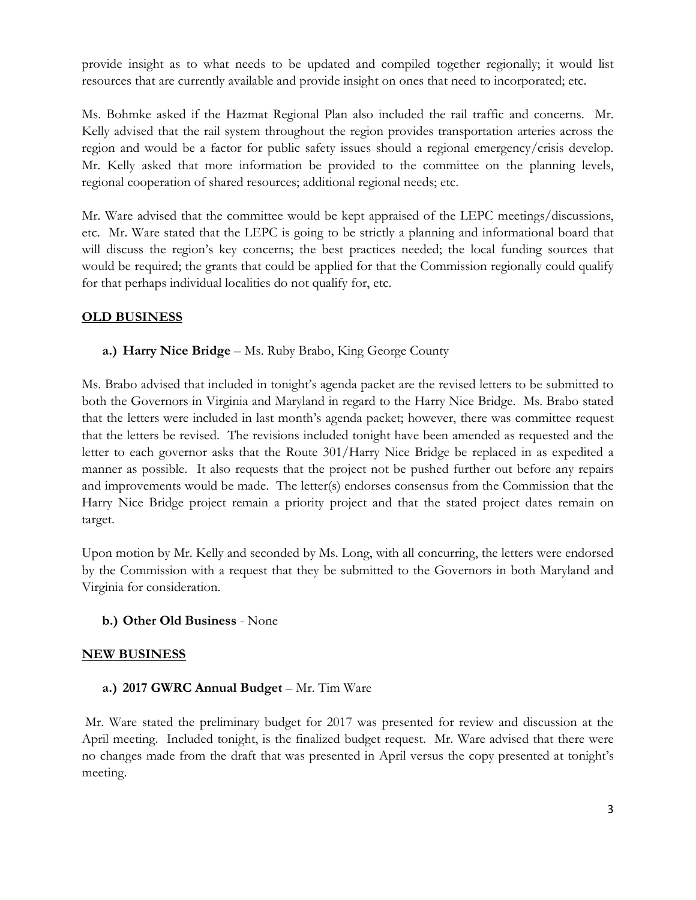provide insight as to what needs to be updated and compiled together regionally; it would list resources that are currently available and provide insight on ones that need to incorporated; etc.

Ms. Bohmke asked if the Hazmat Regional Plan also included the rail traffic and concerns. Mr. Kelly advised that the rail system throughout the region provides transportation arteries across the region and would be a factor for public safety issues should a regional emergency/crisis develop. Mr. Kelly asked that more information be provided to the committee on the planning levels, regional cooperation of shared resources; additional regional needs; etc.

Mr. Ware advised that the committee would be kept appraised of the LEPC meetings/discussions, etc. Mr. Ware stated that the LEPC is going to be strictly a planning and informational board that will discuss the region's key concerns; the best practices needed; the local funding sources that would be required; the grants that could be applied for that the Commission regionally could qualify for that perhaps individual localities do not qualify for, etc.

## OLD BUSINESS

**a.) Harry Nice Bridge** – Ms. Ruby Brabo, King George County

Ms. Brabo advised that included in tonight's agenda packet are the revised letters to be submitted to both the Governors in Virginia and Maryland in regard to the Harry Nice Bridge. Ms. Brabo stated that the letters were included in last month's agenda packet; however, there was committee request that the letters be revised. The revisions included tonight have been amended as requested and the letter to each governor asks that the Route 301/Harry Nice Bridge be replaced in as expedited a manner as possible. It also requests that the project not be pushed further out before any repairs and improvements would be made. The letter(s) endorses consensus from the Commission that the Harry Nice Bridge project remain a priority project and that the stated project dates remain on target.

Upon motion by Mr. Kelly and seconded by Ms. Long, with all concurring, the letters were endorsed by the Commission with a request that they be submitted to the Governors in both Maryland and Virginia for consideration.

**b.) Other Old Business** - None

## NEW BUSINESS

**a.) 2017 GWRC Annual Budget** – Mr. Tim Ware

Mr. Ware stated the preliminary budget for 2017 was presented for review and discussion at the April meeting. Included tonight, is the finalized budget request. Mr. Ware advised that there were no changes made from the draft that was presented in April versus the copy presented at tonight's meeting.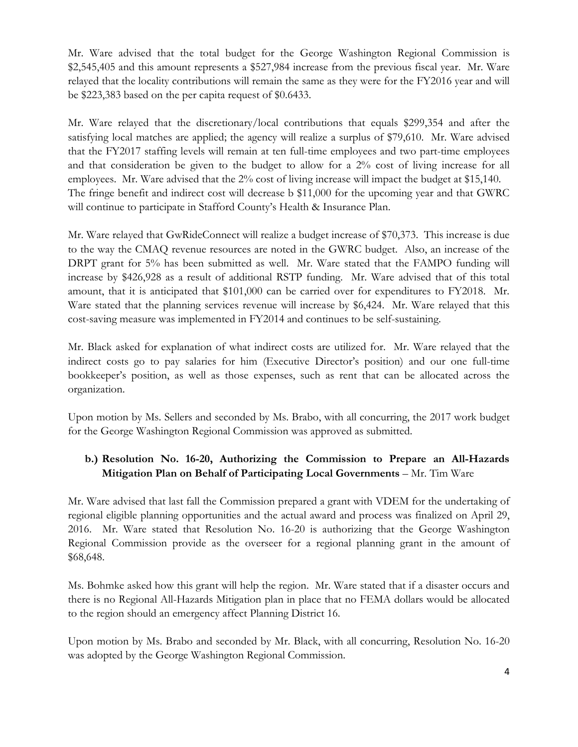Mr. Ware advised that the total budget for the George Washington Regional Commission is \$2,545,405 and this amount represents a \$527,984 increase from the previous fiscal year. Mr. Ware relayed that the locality contributions will remain the same as they were for the FY2016 year and will be \$223,383 based on the per capita request of \$0.6433.

Mr. Ware relayed that the discretionary/local contributions that equals \$299,354 and after the satisfying local matches are applied; the agency will realize a surplus of \$79,610. Mr. Ware advised that the FY2017 staffing levels will remain at ten full-time employees and two part-time employees and that consideration be given to the budget to allow for a 2% cost of living increase for all employees. Mr. Ware advised that the 2% cost of living increase will impact the budget at \$15,140. The fringe benefit and indirect cost will decrease b \$11,000 for the upcoming year and that GWRC will continue to participate in Stafford County's Health & Insurance Plan.

Mr. Ware relayed that GwRideConnect will realize a budget increase of \$70,373. This increase is due to the way the CMAQ revenue resources are noted in the GWRC budget. Also, an increase of the DRPT grant for 5% has been submitted as well. Mr. Ware stated that the FAMPO funding will increase by \$426,928 as a result of additional RSTP funding. Mr. Ware advised that of this total amount, that it is anticipated that \$101,000 can be carried over for expenditures to FY2018. Mr. Ware stated that the planning services revenue will increase by \$6,424. Mr. Ware relayed that this cost-saving measure was implemented in FY2014 and continues to be self-sustaining.

Mr. Black asked for explanation of what indirect costs are utilized for. Mr. Ware relayed that the indirect costs go to pay salaries for him (Executive Director's position) and our one full-time bookkeeper's position, as well as those expenses, such as rent that can be allocated across the organization.

Upon motion by Ms. Sellers and seconded by Ms. Brabo, with all concurring, the 2017 work budget for the George Washington Regional Commission was approved as submitted.

**b.) Resolution No. 16-20, Authorizing the Commission to Prepare an All-Hazards Mitigation Plan on Behalf of Participating Local Governments** – Mr. Tim Ware

Mr. Ware advised that last fall the Commission prepared a grant with VDEM for the undertaking of regional eligible planning opportunities and the actual award and process was finalized on April 29, 2016. Mr. Ware stated that Resolution No. 16-20 is authorizing that the George Washington Regional Commission provide as the overseer for a regional planning grant in the amount of \$68,648.

Ms. Bohmke asked how this grant will help the region. Mr. Ware stated that if a disaster occurs and there is no Regional All-Hazards Mitigation plan in place that no FEMA dollars would be allocated to the region should an emergency affect Planning District 16.

Upon motion by Ms. Brabo and seconded by Mr. Black, with all concurring, Resolution No. 16-20 was adopted by the George Washington Regional Commission.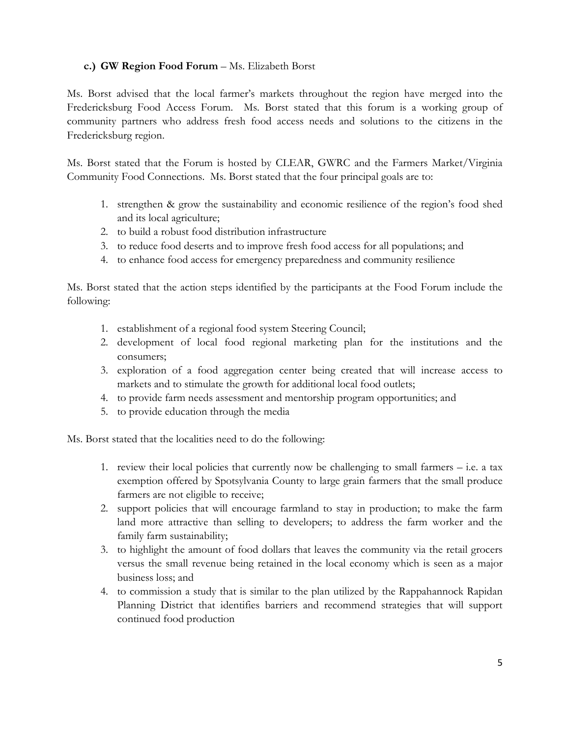**c.) GW Region Food Forum** – Ms. Elizabeth Borst

Ms. Borst advised that the local farmer's markets throughout the region have merged into the Fredericksburg Food Access Forum. Ms. Borst stated that this forum is a working group of community partners who address fresh food access needs and solutions to the citizens in the Fredericksburg region.

Ms. Borst stated that the Forum is hosted by CLEAR, GWRC and the Farmers Market/Virginia Community Food Connections. Ms. Borst stated that the four principal goals are to:

1. strengthen & grow the sustainability and economic resilience of the region's food shed and its local agriculture;
2. to build a robust food distribution infrastructure
3. to reduce food deserts and to improve fresh food access for all populations; and
4. to enhance food access for emergency preparedness and community resilience

Ms. Borst stated that the action steps identified by the participants at the Food Forum include the following:

1. establishment of a regional food system Steering Council;
2. development of local food regional marketing plan for the institutions and the consumers;
3. exploration of a food aggregation center being created that will increase access to markets and to stimulate the growth for additional local food outlets;
4. to provide farm needs assessment and mentorship program opportunities; and
5. to provide education through the media

Ms. Borst stated that the localities need to do the following:

1. review their local policies that currently now be challenging to small farmers – i.e. a tax exemption offered by Spotsylvania County to large grain farmers that the small produce farmers are not eligible to receive;
2. support policies that will encourage farmland to stay in production; to make the farm land more attractive than selling to developers; to address the farm worker and the family farm sustainability;
3. to highlight the amount of food dollars that leaves the community via the retail grocers versus the small revenue being retained in the local economy which is seen as a major business loss; and
4. to commission a study that is similar to the plan utilized by the Rappahannock Rapidan Planning District that identifies barriers and recommend strategies that will support continued food production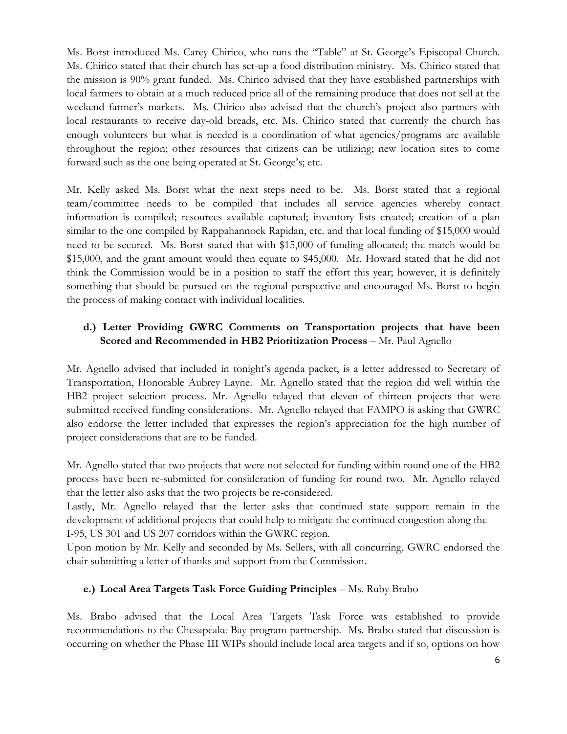Ms. Borst introduced Ms. Carey Chirico, who runs the "Table" at St. George's Episcopal Church. Ms. Chirico stated that their church has set-up a food distribution ministry. Ms. Chirico stated that the mission is 90% grant funded. Ms. Chirico advised that they have established partnerships with local farmers to obtain at a much reduced price all of the remaining produce that does not sell at the weekend farmer's markets. Ms. Chirico also advised that the church's project also partners with local restaurants to receive day-old breads, etc. Ms. Chirico stated that currently the church has enough volunteers but what is needed is a coordination of what agencies/programs are available throughout the region; other resources that citizens can be utilizing; new location sites to come forward such as the one being operated at St. George's; etc.

Mr. Kelly asked Ms. Borst what the next steps need to be. Ms. Borst stated that a regional team/committee needs to be compiled that includes all service agencies whereby contact information is compiled; resources available captured; inventory lists created; creation of a plan similar to the one compiled by Rappahannock Rapidan, etc. and that local funding of $15,000 would need to be secured. Ms. Borst stated that with $15,000 of funding allocated; the match would be $15,000, and the grant amount would then equate to $45,000. Mr. Howard stated that he did not think the Commission would be in a position to staff the effort this year; however, it is definitely something that should be pursued on the regional perspective and encouraged Ms. Borst to begin the process of making contact with individual localities.

**d.) Letter Providing GWRC Comments on Transportation projects that have been Scored and Recommended in HB2 Prioritization Process** – Mr. Paul Agnello

Mr. Agnello advised that included in tonight's agenda packet, is a letter addressed to Secretary of Transportation, Honorable Aubrey Layne. Mr. Agnello stated that the region did well within the HB2 project selection process. Mr. Agnello relayed that eleven of thirteen projects that were submitted received funding considerations. Mr. Agnello relayed that FAMPO is asking that GWRC also endorse the letter included that expresses the region's appreciation for the high number of project considerations that are to be funded.

Mr. Agnello stated that two projects that were not selected for funding within round one of the HB2 process have been re-submitted for consideration of funding for round two. Mr. Agnello relayed that the letter also asks that the two projects be re-considered.

Lastly, Mr. Agnello relayed that the letter asks that continued state support remain in the development of additional projects that could help to mitigate the continued congestion along the I-95, US 301 and US 207 corridors within the GWRC region.

Upon motion by Mr. Kelly and seconded by Ms. Sellers, with all concurring, GWRC endorsed the chair submitting a letter of thanks and support from the Commission.

**e.) Local Area Targets Task Force Guiding Principles** – Ms. Ruby Brabo

Ms. Brabo advised that the Local Area Targets Task Force was established to provide recommendations to the Chesapeake Bay program partnership. Ms. Brabo stated that discussion is occurring on whether the Phase III WIPs should include local area targets and if so, options on how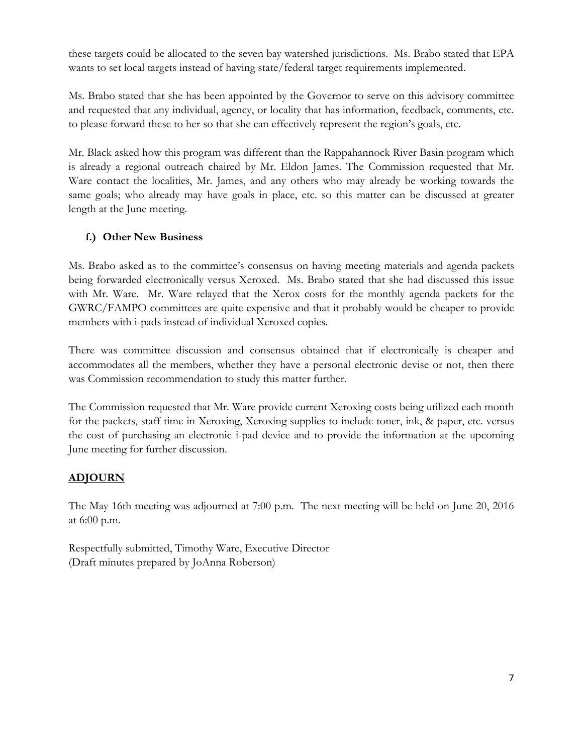these targets could be allocated to the seven bay watershed jurisdictions. Ms. Brabo stated that EPA wants to set local targets instead of having state/federal target requirements implemented.

Ms. Brabo stated that she has been appointed by the Governor to serve on this advisory committee and requested that any individual, agency, or locality that has information, feedback, comments, etc. to please forward these to her so that she can effectively represent the region's goals, etc.

Mr. Black asked how this program was different than the Rappahannock River Basin program which is already a regional outreach chaired by Mr. Eldon James. The Commission requested that Mr. Ware contact the localities, Mr. James, and any others who may already be working towards the same goals; who already may have goals in place, etc. so this matter can be discussed at greater length at the June meeting.

### f.) Other New Business

Ms. Brabo asked as to the committee's consensus on having meeting materials and agenda packets being forwarded electronically versus Xeroxed. Ms. Brabo stated that she had discussed this issue with Mr. Ware. Mr. Ware relayed that the Xerox costs for the monthly agenda packets for the GWRC/FAMPO committees are quite expensive and that it probably would be cheaper to provide members with i-pads instead of individual Xeroxed copies.

There was committee discussion and consensus obtained that if electronically is cheaper and accommodates all the members, whether they have a personal electronic devise or not, then there was Commission recommendation to study this matter further.

The Commission requested that Mr. Ware provide current Xeroxing costs being utilized each month for the packets, staff time in Xeroxing, Xeroxing supplies to include toner, ink, & paper, etc. versus the cost of purchasing an electronic i-pad device and to provide the information at the upcoming June meeting for further discussion.

## ADJOURN

The May 16th meeting was adjourned at 7:00 p.m. The next meeting will be held on June 20, 2016 at 6:00 p.m.

Respectfully submitted, Timothy Ware, Executive Director
(Draft minutes prepared by JoAnna Roberson)